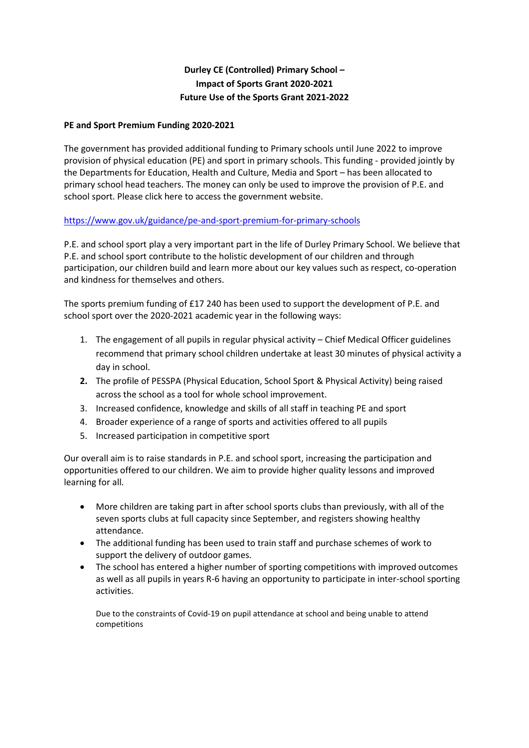# Durley CE (Controlled) Primary School –
# Impact of Sports Grant 2020-2021
# Future Use of the Sports Grant 2021-2022

**PE and Sport Premium Funding 2020-2021**

The government has provided additional funding to Primary schools until June 2022 to improve provision of physical education (PE) and sport in primary schools. This funding - provided jointly by the Departments for Education, Health and Culture, Media and Sport – has been allocated to primary school head teachers. The money can only be used to improve the provision of P.E. and school sport. Please click here to access the government website.

[https://www.gov.uk/guidance/pe-and-sport-premium-for-primary-schools](https://www.gov.uk/guidance/pe-and-sport-premium-for-primary-schools)

P.E. and school sport play a very important part in the life of Durley Primary School. We believe that P.E. and school sport contribute to the holistic development of our children and through participation, our children build and learn more about our key values such as respect, co-operation and kindness for themselves and others.

The sports premium funding of £17 240 has been used to support the development of P.E. and school sport over the 2020-2021 academic year in the following ways:

1. The engagement of all pupils in regular physical activity – Chief Medical Officer guidelines recommend that primary school children undertake at least 30 minutes of physical activity a day in school.
2. The profile of PESSPA (Physical Education, School Sport & Physical Activity) being raised across the school as a tool for whole school improvement.
3. Increased confidence, knowledge and skills of all staff in teaching PE and sport
4. Broader experience of a range of sports and activities offered to all pupils
5. Increased participation in competitive sport

Our overall aim is to raise standards in P.E. and school sport, increasing the participation and opportunities offered to our children. We aim to provide higher quality lessons and improved learning for all.

- More children are taking part in after school sports clubs than previously, with all of the seven sports clubs at full capacity since September, and registers showing healthy attendance.
- The additional funding has been used to train staff and purchase schemes of work to support the delivery of outdoor games.
- The school has entered a higher number of sporting competitions with improved outcomes as well as all pupils in years R-6 having an opportunity to participate in inter-school sporting activities.

  Due to the constraints of Covid-19 on pupil attendance at school and being unable to attend competitions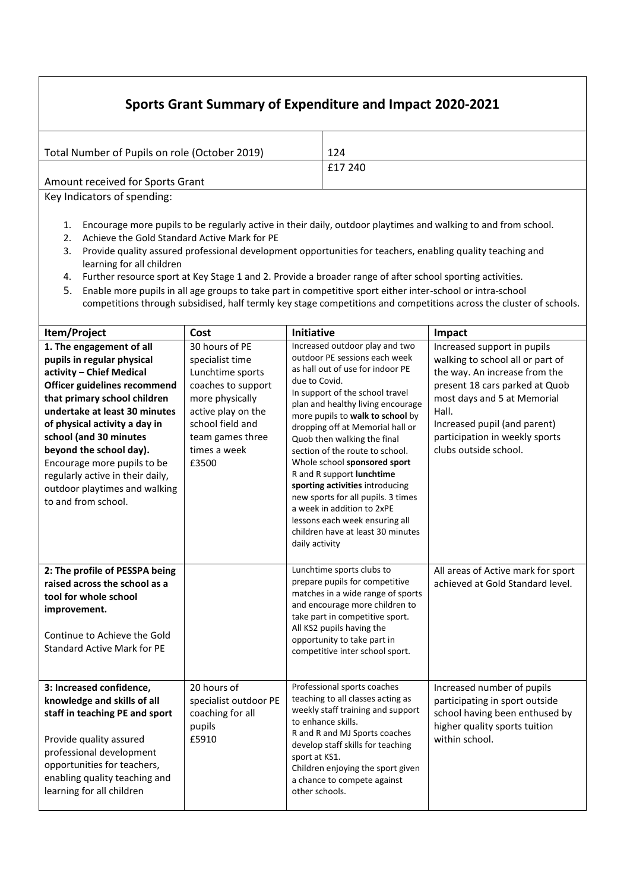## Sports Grant Summary of Expenditure and Impact 2020-2021

| | |
|---|---|
| Total Number of Pupils on role (October 2019) | 124 |
| Amount received for Sports Grant | £17 240 |

Key Indicators of spending:

1. Encourage more pupils to be regularly active in their daily, outdoor playtimes and walking to and from school.
2. Achieve the Gold Standard Active Mark for PE
3. Provide quality assured professional development opportunities for teachers, enabling quality teaching and learning for all children
4. Further resource sport at Key Stage 1 and 2. Provide a broader range of after school sporting activities.
5. Enable more pupils in all age groups to take part in competitive sport either inter-school or intra-school competitions through subsidised, half termly key stage competitions and competitions across the cluster of schools.

| Item/Project | Cost | Initiative | Impact |
|---|---|---|---|
| **1. The engagement of all pupils in regular physical activity – Chief Medical Officer guidelines recommend that primary school children undertake at least 30 minutes of physical activity a day in school (and 30 minutes beyond the school day).** Encourage more pupils to be regularly active in their daily, outdoor playtimes and walking to and from school. | 30 hours of PE specialist time Lunchtime sports coaches to support more physically active play on the school field and team games three times a week £3500 | Increased outdoor play and two outdoor PE sessions each week as hall out of use for indoor PE due to Covid. In support of the school travel plan and healthy living encourage more pupils to **walk to school** by dropping off at Memorial hall or Quob then walking the final section of the route to school. Whole school **sponsored sport** R and R support **lunchtime sporting activities** introducing new sports for all pupils. 3 times a week in addition to 2xPE lessons each week ensuring all children have at least 30 minutes daily activity | Increased support in pupils walking to school all or part of the way. An increase from the present 18 cars parked at Quob most days and 5 at Memorial Hall. Increased pupil (and parent) participation in weekly sports clubs outside school. |
| **2: The profile of PESSPA being raised across the school as a tool for whole school improvement.** Continue to Achieve the Gold Standard Active Mark for PE | | Lunchtime sports clubs to prepare pupils for competitive matches in a wide range of sports and encourage more children to take part in competitive sport. All KS2 pupils having the opportunity to take part in competitive inter school sport. | All areas of Active mark for sport achieved at Gold Standard level. |
| **3: Increased confidence, knowledge and skills of all staff in teaching PE and sport** Provide quality assured professional development opportunities for teachers, enabling quality teaching and learning for all children | 20 hours of specialist outdoor PE coaching for all pupils £5910 | Professional sports coaches teaching to all classes acting as weekly staff training and support to enhance skills. R and R and MJ Sports coaches develop staff skills for teaching sport at KS1. Children enjoying the sport given a chance to compete against other schools. | Increased number of pupils participating in sport outside school having been enthused by higher quality sports tuition within school. |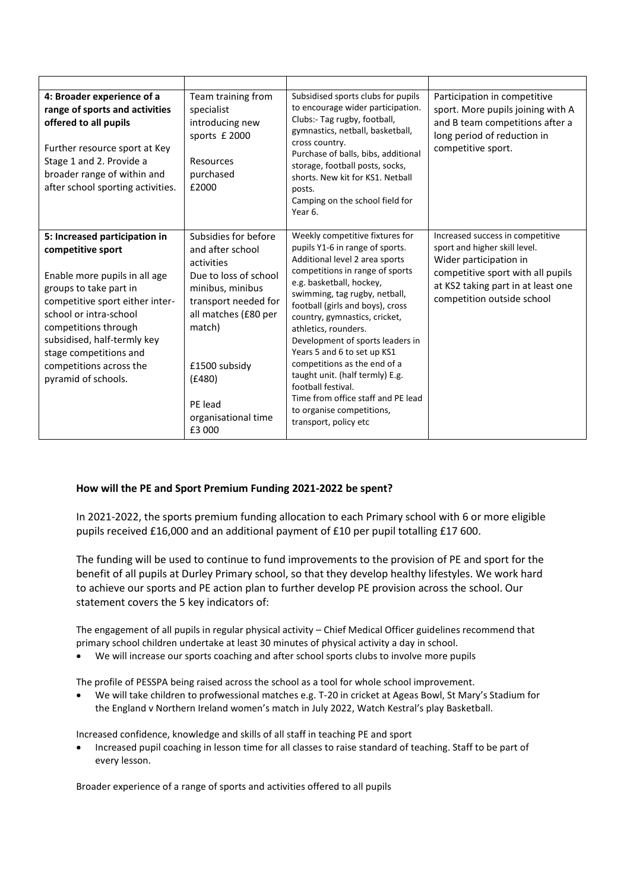| | | | |
|---|---|---|---|
| **4: Broader experience of a range of sports and activities offered to all pupils**<br><br>Further resource sport at Key Stage 1 and 2. Provide a broader range of within and after school sporting activities. | Team training from specialist introducing new sports £ 2000<br><br>Resources purchased £2000 | Subsidised sports clubs for pupils to encourage wider participation. Clubs:- Tag rugby, football, gymnastics, netball, basketball, cross country.<br>Purchase of balls, bibs, additional storage, football posts, socks, shorts. New kit for KS1. Netball posts.<br>Camping on the school field for Year 6. | Participation in competitive sport. More pupils joining with A and B team competitions after a long period of reduction in competitive sport. |
| **5: Increased participation in competitive sport**<br><br>Enable more pupils in all age groups to take part in competitive sport either inter-school or intra-school competitions through subsidised, half-termly key stage competitions and competitions across the pyramid of schools. | Subsidies for before and after school activities<br>Due to loss of school minibus, minibus transport needed for all matches (£80 per match)<br><br>£1500 subsidy (£480)<br><br>PE lead organisational time £3 000 | Weekly competitive fixtures for pupils Y1-6 in range of sports.<br>Additional level 2 area sports competitions in range of sports e.g. basketball, hockey, swimming, tag rugby, netball, football (girls and boys), cross country, gymnastics, cricket, athletics, rounders.<br>Development of sports leaders in Years 5 and 6 to set up KS1 competitions as the end of a taught unit. (half termly) E.g. football festival.<br>Time from office staff and PE lead to organise competitions, transport, policy etc | Increased success in competitive sport and higher skill level.<br>Wider participation in competitive sport with all pupils at KS2 taking part in at least one competition outside school |

**How will the PE and Sport Premium Funding 2021-2022 be spent?**

In 2021-2022, the sports premium funding allocation to each Primary school with 6 or more eligible pupils received £16,000 and an additional payment of £10 per pupil totalling £17 600.

The funding will be used to continue to fund improvements to the provision of PE and sport for the benefit of all pupils at Durley Primary school, so that they develop healthy lifestyles. We work hard to achieve our sports and PE action plan to further develop PE provision across the school. Our statement covers the 5 key indicators of:

The engagement of all pupils in regular physical activity – Chief Medical Officer guidelines recommend that primary school children undertake at least 30 minutes of physical activity a day in school.

- We will increase our sports coaching and after school sports clubs to involve more pupils

The profile of PESSPA being raised across the school as a tool for whole school improvement.

- We will take children to profwessional matches e.g. T-20 in cricket at Ageas Bowl, St Mary's Stadium for the England v Northern Ireland women's match in July 2022, Watch Kestral's play Basketball.

Increased confidence, knowledge and skills of all staff in teaching PE and sport

- Increased pupil coaching in lesson time for all classes to raise standard of teaching. Staff to be part of every lesson.

Broader experience of a range of sports and activities offered to all pupils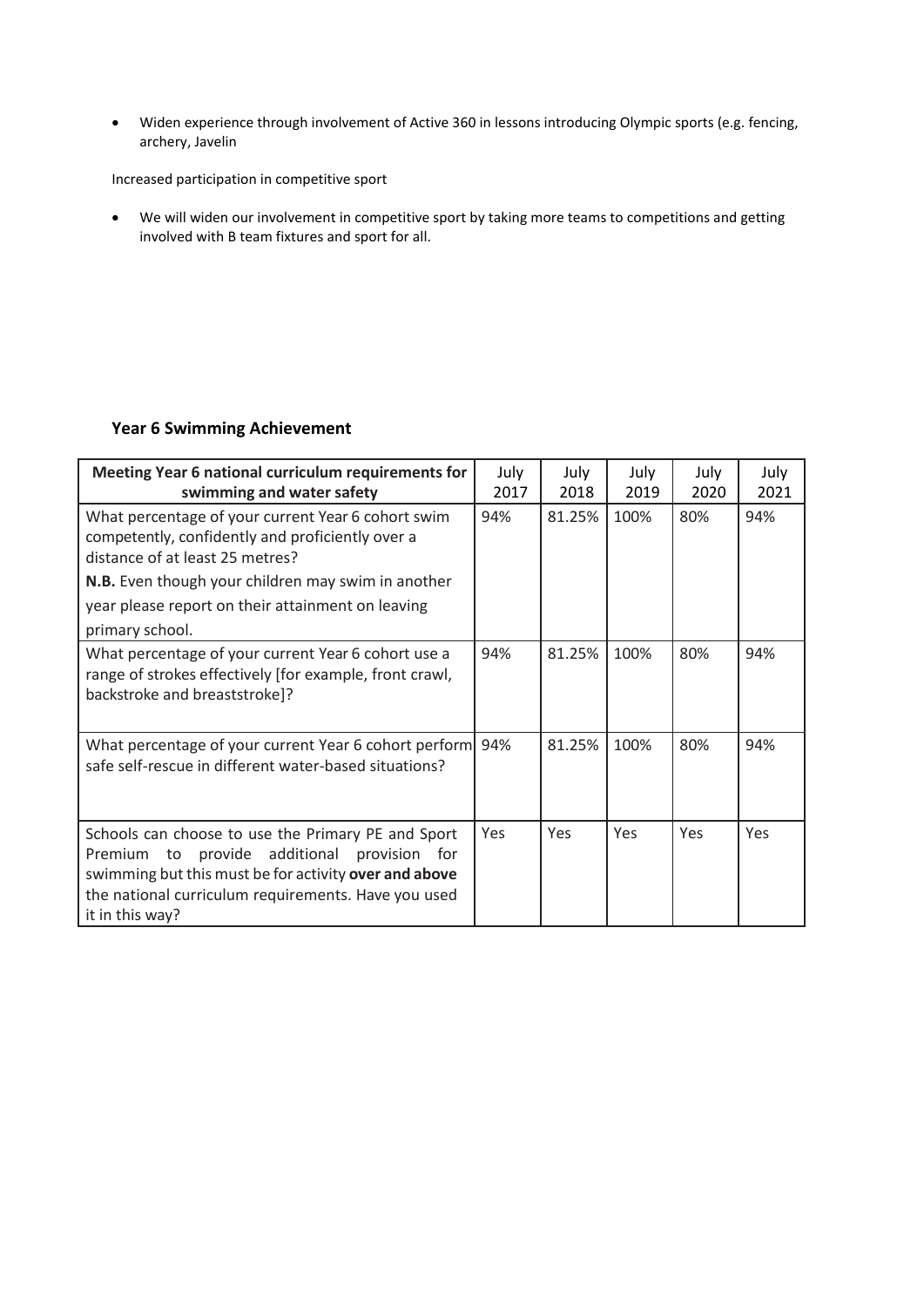- Widen experience through involvement of Active 360 in lessons introducing Olympic sports (e.g. fencing, archery, Javelin

Increased participation in competitive sport

- We will widen our involvement in competitive sport by taking more teams to competitions and getting involved with B team fixtures and sport for all.

## Year 6 Swimming Achievement

| Meeting Year 6 national curriculum requirements for swimming and water safety | July 2017 | July 2018 | July 2019 | July 2020 | July 2021 |
|---|---|---|---|---|---|
| What percentage of your current Year 6 cohort swim competently, confidently and proficiently over a distance of at least 25 metres?<br>**N.B.** Even though your children may swim in another year please report on their attainment on leaving primary school. | 94% | 81.25% | 100% | 80% | 94% |
| What percentage of your current Year 6 cohort use a range of strokes effectively [for example, front crawl, backstroke and breaststroke]? | 94% | 81.25% | 100% | 80% | 94% |
| What percentage of your current Year 6 cohort perform safe self-rescue in different water-based situations? | 94% | 81.25% | 100% | 80% | 94% |
| Schools can choose to use the Primary PE and Sport Premium to provide additional provision for swimming but this must be for activity **over and above** the national curriculum requirements. Have you used it in this way? | Yes | Yes | Yes | Yes | Yes |